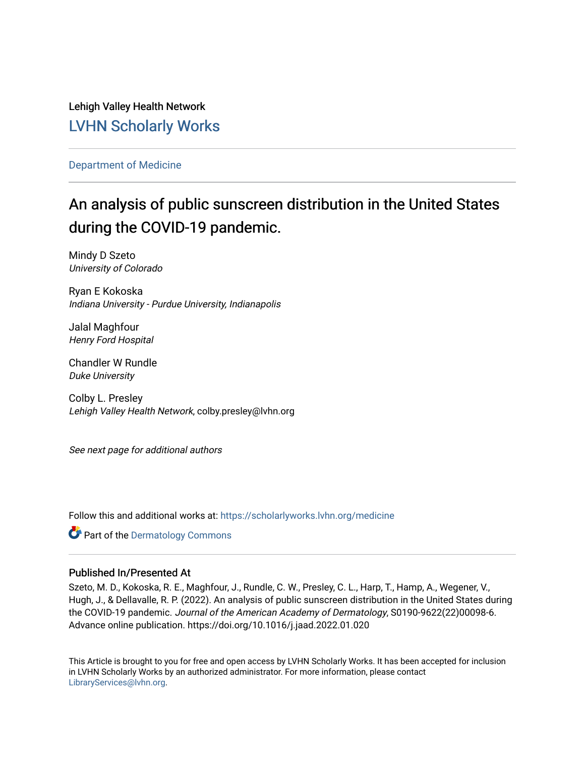Lehigh Valley Health Network

LVHN Scholarly Works

Department of Medicine

# An analysis of public sunscreen distribution in the United States during the COVID-19 pandemic.

Mindy D Szeto
*University of Colorado*

Ryan E Kokoska
*Indiana University - Purdue University, Indianapolis*

Jalal Maghfour
*Henry Ford Hospital*

Chandler W Rundle
*Duke University*

Colby L. Presley
*Lehigh Valley Health Network*, colby.presley@lvhn.org

*See next page for additional authors*

Follow this and additional works at: https://scholarlyworks.lvhn.org/medicine

Part of the Dermatology Commons

## Published In/Presented At

Szeto, M. D., Kokoska, R. E., Maghfour, J., Rundle, C. W., Presley, C. L., Harp, T., Hamp, A., Wegener, V., Hugh, J., & Dellavalle, R. P. (2022). An analysis of public sunscreen distribution in the United States during the COVID-19 pandemic. *Journal of the American Academy of Dermatology*, S0190-9622(22)00098-6. Advance online publication. https://doi.org/10.1016/j.jaad.2022.01.020

This Article is brought to you for free and open access by LVHN Scholarly Works. It has been accepted for inclusion in LVHN Scholarly Works by an authorized administrator. For more information, please contact LibraryServices@lvhn.org.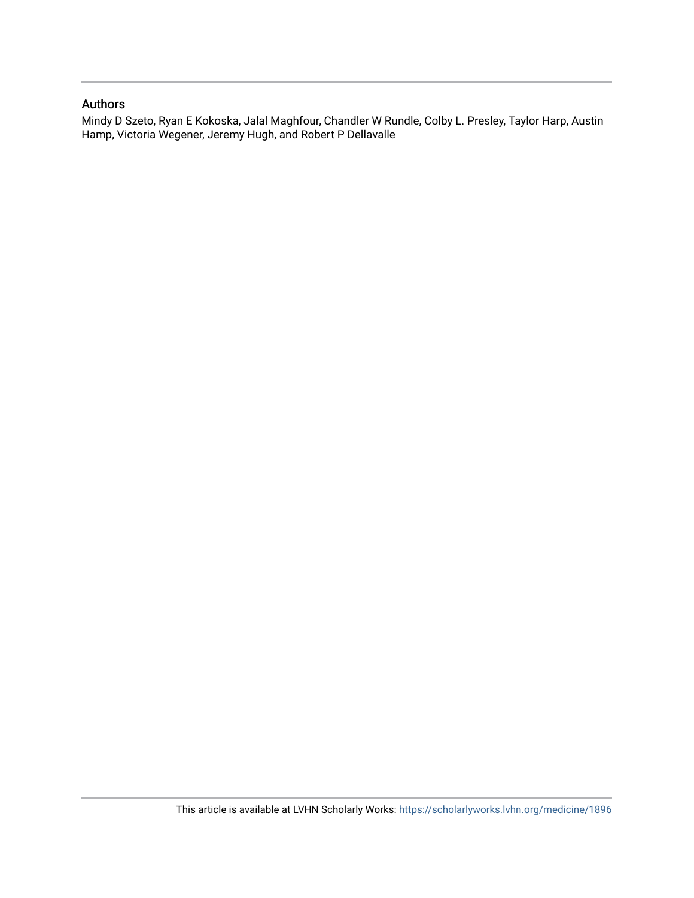## Authors

Mindy D Szeto, Ryan E Kokoska, Jalal Maghfour, Chandler W Rundle, Colby L. Presley, Taylor Harp, Austin Hamp, Victoria Wegener, Jeremy Hugh, and Robert P Dellavalle

This article is available at LVHN Scholarly Works: https://scholarlyworks.lvhn.org/medicine/1896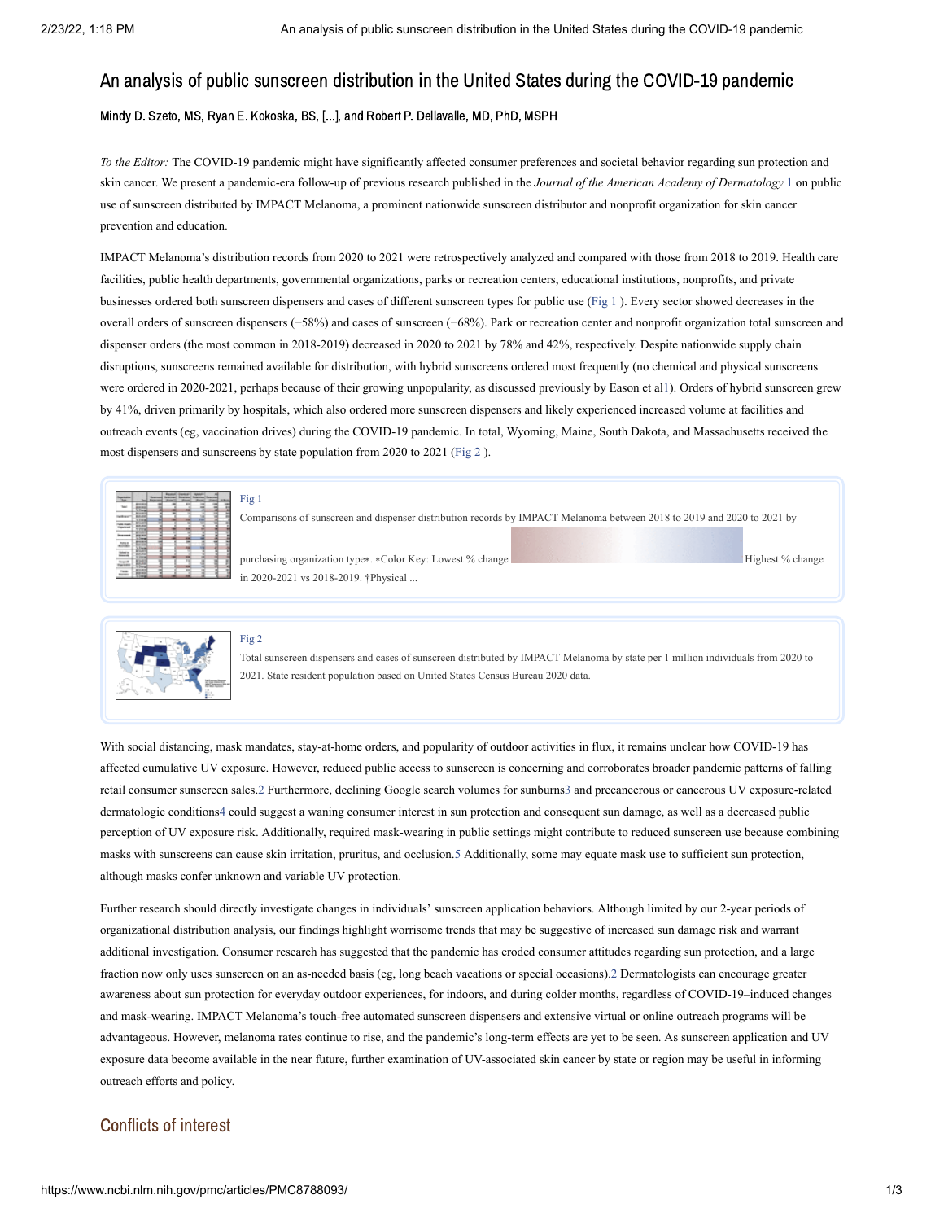# An analysis of public sunscreen distribution in the United States during the COVID-19 pandemic

Mindy D. Szeto, MS, Ryan E. Kokoska, BS, [...], and Robert P. Dellavalle, MD, PhD, MSPH

*To the Editor:* The COVID-19 pandemic might have significantly affected consumer preferences and societal behavior regarding sun protection and skin cancer. We present a pandemic-era follow-up of previous research published in the *Journal of the American Academy of Dermatology* 1 on public use of sunscreen distributed by IMPACT Melanoma, a prominent nationwide sunscreen distributor and nonprofit organization for skin cancer prevention and education.

IMPACT Melanoma's distribution records from 2020 to 2021 were retrospectively analyzed and compared with those from 2018 to 2019. Health care facilities, public health departments, governmental organizations, parks or recreation centers, educational institutions, nonprofits, and private businesses ordered both sunscreen dispensers and cases of different sunscreen types for public use (Fig 1 ). Every sector showed decreases in the overall orders of sunscreen dispensers (−58%) and cases of sunscreen (−68%). Park or recreation center and nonprofit organization total sunscreen and dispenser orders (the most common in 2018-2019) decreased in 2020 to 2021 by 78% and 42%, respectively. Despite nationwide supply chain disruptions, sunscreens remained available for distribution, with hybrid sunscreens ordered most frequently (no chemical and physical sunscreens were ordered in 2020-2021, perhaps because of their growing unpopularity, as discussed previously by Eason et al1). Orders of hybrid sunscreen grew by 41%, driven primarily by hospitals, which also ordered more sunscreen dispensers and likely experienced increased volume at facilities and outreach events (eg, vaccination drives) during the COVID-19 pandemic. In total, Wyoming, Maine, South Dakota, and Massachusetts received the most dispensers and sunscreens by state population from 2020 to 2021 (Fig 2 ).

Fig 1

Comparisons of sunscreen and dispenser distribution records by IMPACT Melanoma between 2018 to 2019 and 2020 to 2021 by purchasing organization type∗. ∗Color Key: Lowest % change Highest % change in 2020-2021 vs 2018-2019. †Physical ...

Fig 2

Total sunscreen dispensers and cases of sunscreen distributed by IMPACT Melanoma by state per 1 million individuals from 2020 to 2021. State resident population based on United States Census Bureau 2020 data.

With social distancing, mask mandates, stay-at-home orders, and popularity of outdoor activities in flux, it remains unclear how COVID-19 has affected cumulative UV exposure. However, reduced public access to sunscreen is concerning and corroborates broader pandemic patterns of falling retail consumer sunscreen sales.2 Furthermore, declining Google search volumes for sunburns3 and precancerous or cancerous UV exposure-related dermatologic conditions4 could suggest a waning consumer interest in sun protection and consequent sun damage, as well as a decreased public perception of UV exposure risk. Additionally, required mask-wearing in public settings might contribute to reduced sunscreen use because combining masks with sunscreens can cause skin irritation, pruritus, and occlusion.5 Additionally, some may equate mask use to sufficient sun protection, although masks confer unknown and variable UV protection.

Further research should directly investigate changes in individuals' sunscreen application behaviors. Although limited by our 2-year periods of organizational distribution analysis, our findings highlight worrisome trends that may be suggestive of increased sun damage risk and warrant additional investigation. Consumer research has suggested that the pandemic has eroded consumer attitudes regarding sun protection, and a large fraction now only uses sunscreen on an as-needed basis (eg, long beach vacations or special occasions).2 Dermatologists can encourage greater awareness about sun protection for everyday outdoor experiences, for indoors, and during colder months, regardless of COVID-19–induced changes and mask-wearing. IMPACT Melanoma's touch-free automated sunscreen dispensers and extensive virtual or online outreach programs will be advantageous. However, melanoma rates continue to rise, and the pandemic's long-term effects are yet to be seen. As sunscreen application and UV exposure data become available in the near future, further examination of UV-associated skin cancer by state or region may be useful in informing outreach efforts and policy.

## Conflicts of interest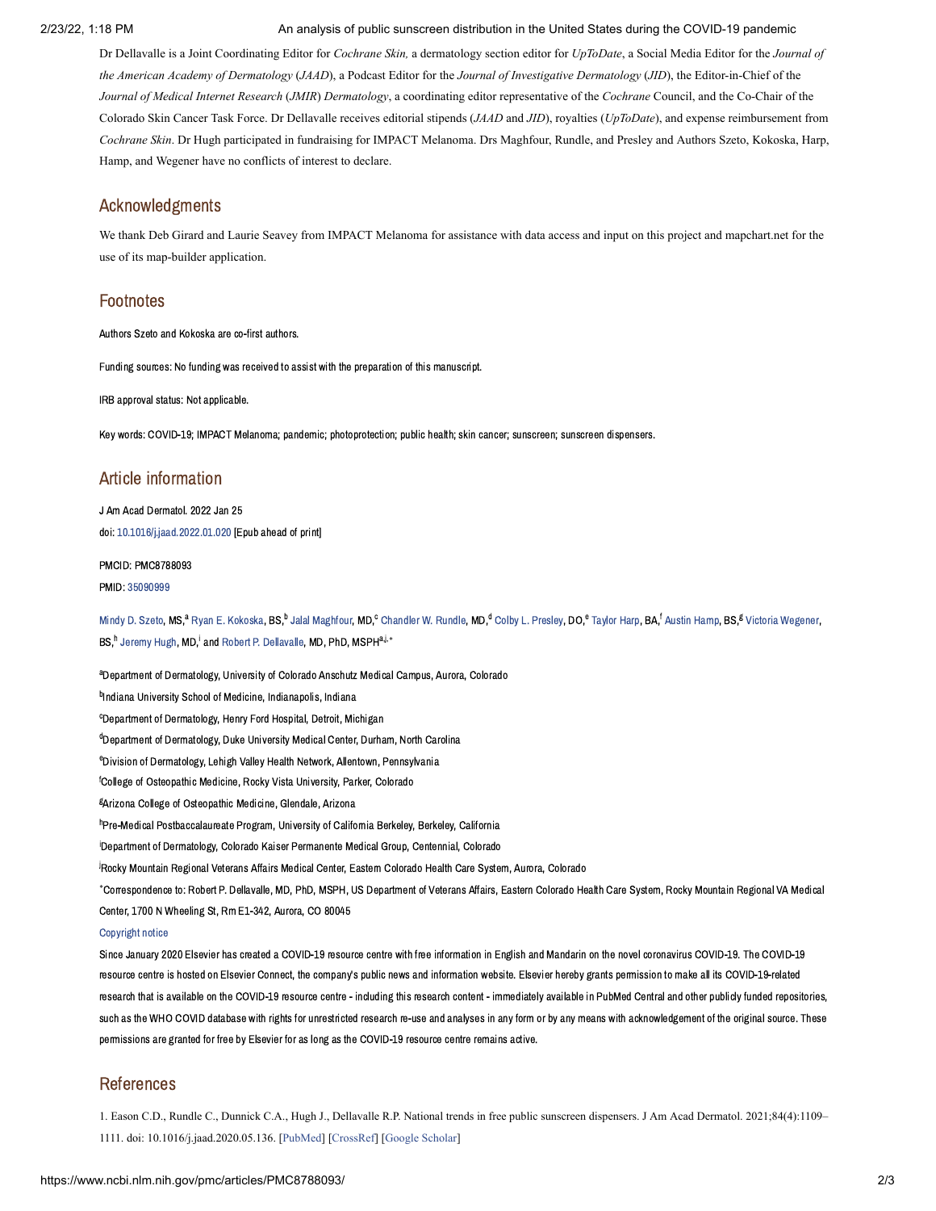Dr Dellavalle is a Joint Coordinating Editor for *Cochrane Skin,* a dermatology section editor for *UpToDate*, a Social Media Editor for the *Journal of the American Academy of Dermatology* (*JAAD*), a Podcast Editor for the *Journal of Investigative Dermatology* (*JID*), the Editor-in-Chief of the *Journal of Medical Internet Research* (*JMIR*) *Dermatology*, a coordinating editor representative of the *Cochrane* Council, and the Co-Chair of the Colorado Skin Cancer Task Force. Dr Dellavalle receives editorial stipends (*JAAD* and *JID*), royalties (*UpToDate*), and expense reimbursement from *Cochrane Skin*. Dr Hugh participated in fundraising for IMPACT Melanoma. Drs Maghfour, Rundle, and Presley and Authors Szeto, Kokoska, Harp, Hamp, and Wegener have no conflicts of interest to declare.

## Acknowledgments

We thank Deb Girard and Laurie Seavey from IMPACT Melanoma for assistance with data access and input on this project and mapchart.net for the use of its map-builder application.

## Footnotes

Authors Szeto and Kokoska are co-first authors.

Funding sources: No funding was received to assist with the preparation of this manuscript.

IRB approval status: Not applicable.

Key words: COVID-19; IMPACT Melanoma; pandemic; photoprotection; public health; skin cancer; sunscreen; sunscreen dispensers.

## Article information

J Am Acad Dermatol. 2022 Jan 25

doi: 10.1016/j.jaad.2022.01.020 [Epub ahead of print]

PMCID: PMC8788093

PMID: 35090999

Mindy D. Szeto, MS,[a] Ryan E. Kokoska, BS,[b] Jalal Maghfour, MD,[c] Chandler W. Rundle, MD,[d] Colby L. Presley, DO,[e] Taylor Harp, BA,[f] Austin Hamp, BS,[g] Victoria Wegener, BS,[h] Jeremy Hugh, MD,[i] and Robert P. Dellavalle, MD, PhD, MSPH[a,j,*]

[a]Department of Dermatology, University of Colorado Anschutz Medical Campus, Aurora, Colorado

[b]Indiana University School of Medicine, Indianapolis, Indiana

[c]Department of Dermatology, Henry Ford Hospital, Detroit, Michigan

[d]Department of Dermatology, Duke University Medical Center, Durham, North Carolina

[e]Division of Dermatology, Lehigh Valley Health Network, Allentown, Pennsylvania

[f]College of Osteopathic Medicine, Rocky Vista University, Parker, Colorado

[g]Arizona College of Osteopathic Medicine, Glendale, Arizona

[h]Pre-Medical Postbaccalaureate Program, University of California Berkeley, Berkeley, California

[i]Department of Dermatology, Colorado Kaiser Permanente Medical Group, Centennial, Colorado

[j]Rocky Mountain Regional Veterans Affairs Medical Center, Eastern Colorado Health Care System, Aurora, Colorado

[*]Correspondence to: Robert P. Dellavalle, MD, PhD, MSPH, US Department of Veterans Affairs, Eastern Colorado Health Care System, Rocky Mountain Regional VA Medical Center, 1700 N Wheeling St, Rm E1-342, Aurora, CO 80045

Copyright notice

Since January 2020 Elsevier has created a COVID-19 resource centre with free information in English and Mandarin on the novel coronavirus COVID-19. The COVID-19 resource centre is hosted on Elsevier Connect, the company's public news and information website. Elsevier hereby grants permission to make all its COVID-19-related research that is available on the COVID-19 resource centre - including this research content - immediately available in PubMed Central and other publicly funded repositories, such as the WHO COVID database with rights for unrestricted research re-use and analyses in any form or by any means with acknowledgement of the original source. These permissions are granted for free by Elsevier for as long as the COVID-19 resource centre remains active.

## References

1. Eason C.D., Rundle C., Dunnick C.A., Hugh J., Dellavalle R.P. National trends in free public sunscreen dispensers. J Am Acad Dermatol. 2021;84(4):1109–1111. doi: 10.1016/j.jaad.2020.05.136. [PubMed] [CrossRef] [Google Scholar]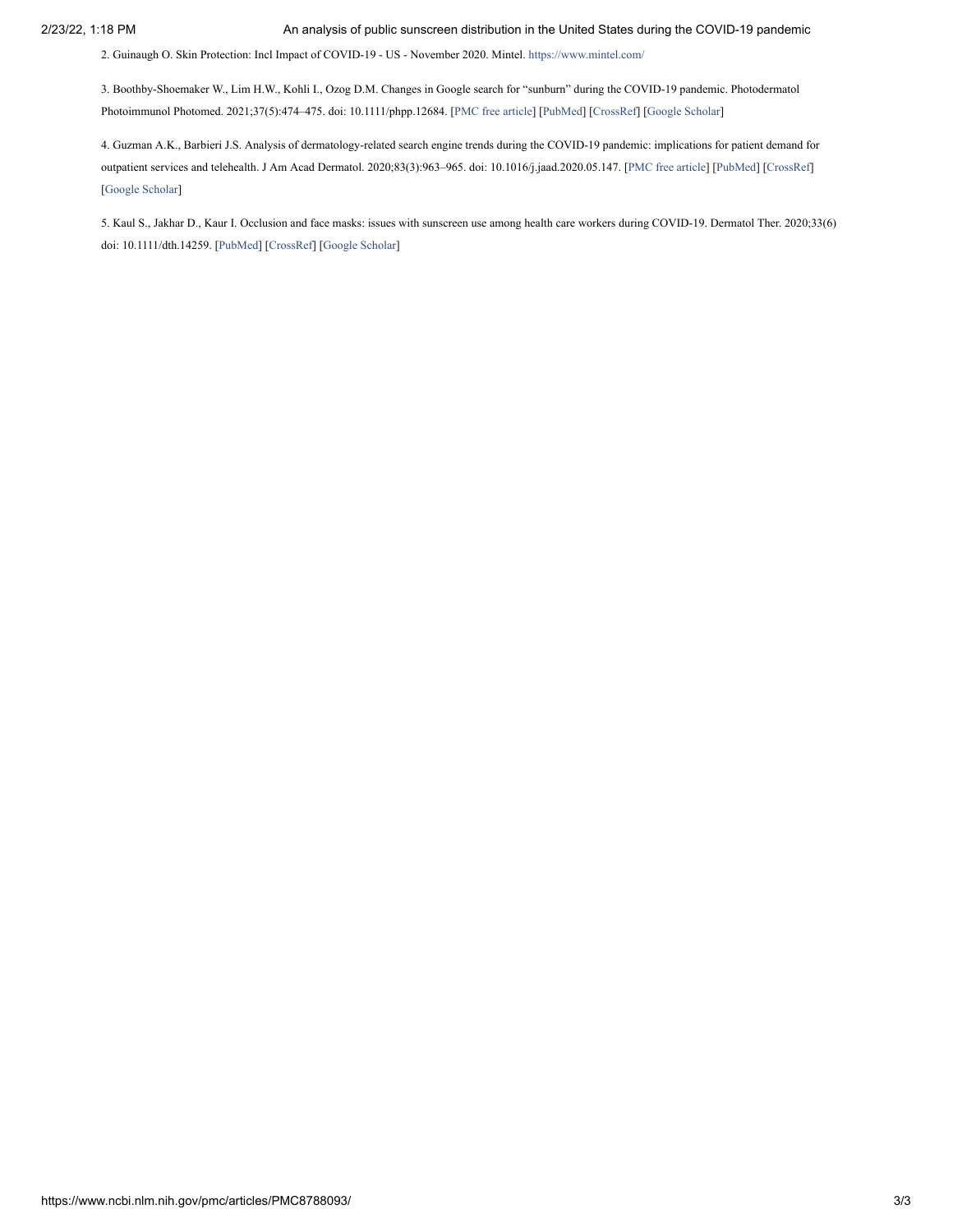2. Guinaugh O. Skin Protection: Incl Impact of COVID-19 - US - November 2020. Mintel. https://www.mintel.com/

3. Boothby-Shoemaker W., Lim H.W., Kohli I., Ozog D.M. Changes in Google search for "sunburn" during the COVID-19 pandemic. Photodermatol Photoimmunol Photomed. 2021;37(5):474–475. doi: 10.1111/phpp.12684. [PMC free article] [PubMed] [CrossRef] [Google Scholar]

4. Guzman A.K., Barbieri J.S. Analysis of dermatology-related search engine trends during the COVID-19 pandemic: implications for patient demand for outpatient services and telehealth. J Am Acad Dermatol. 2020;83(3):963–965. doi: 10.1016/j.jaad.2020.05.147. [PMC free article] [PubMed] [CrossRef] [Google Scholar]

5. Kaul S., Jakhar D., Kaur I. Occlusion and face masks: issues with sunscreen use among health care workers during COVID-19. Dermatol Ther. 2020;33(6) doi: 10.1111/dth.14259. [PubMed] [CrossRef] [Google Scholar]